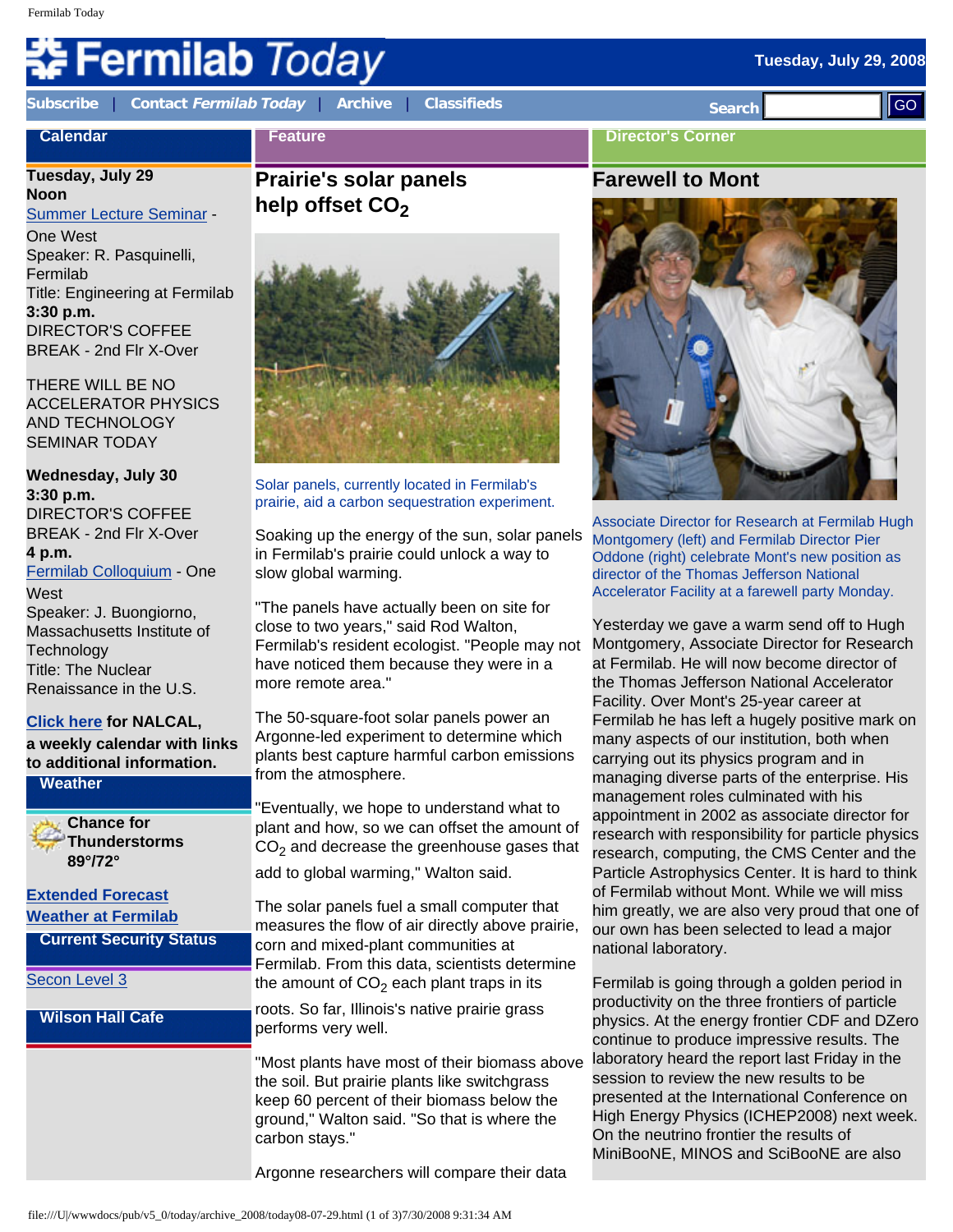# Fermilab Today

Tuesday, July 29, 2008

Subscribe | Contact *Fermilab Today* | Archive | Classifieds

Search GO

## Calendar

**Tuesday, July 29**
**Noon**
Summer Lecture Seminar - One West
Speaker: R. Pasquinelli, Fermilab
Title: Engineering at Fermilab
**3:30 p.m.**
DIRECTOR'S COFFEE BREAK - 2nd Flr X-Over

THERE WILL BE NO ACCELERATOR PHYSICS AND TECHNOLOGY SEMINAR TODAY

**Wednesday, July 30**
**3:30 p.m.**
DIRECTOR'S COFFEE BREAK - 2nd Flr X-Over
**4 p.m.**
Fermilab Colloquium - One West
Speaker: J. Buongiorno, Massachusetts Institute of Technology
Title: The Nuclear Renaissance in the U.S.

**Click here for NALCAL, a weekly calendar with links to additional information.**

## Weather

**Chance for Thunderstorms 89°/72°**

**Extended Forecast**
**Weather at Fermilab**

## Current Security Status

Secon Level 3

## Wilson Hall Cafe

## Feature

## Prairie's solar panels help offset $CO_2$

Solar panels, currently located in Fermilab's prairie, aid a carbon sequestration experiment.

Soaking up the energy of the sun, solar panels in Fermilab's prairie could unlock a way to slow global warming.

"The panels have actually been on site for close to two years," said Rod Walton, Fermilab's resident ecologist. "People may not have noticed them because they were in a more remote area."

The 50-square-foot solar panels power an Argonne-led experiment to determine which plants best capture harmful carbon emissions from the atmosphere.

"Eventually, we hope to understand what to plant and how, so we can offset the amount of $CO_2$ and decrease the greenhouse gases that add to global warming," Walton said.

The solar panels fuel a small computer that measures the flow of air directly above prairie, corn and mixed-plant communities at Fermilab. From this data, scientists determine the amount of $CO_2$ each plant traps in its roots. So far, Illinois's native prairie grass performs very well.

"Most plants have most of their biomass above the soil. But prairie plants like switchgrass keep 60 percent of their biomass below the ground," Walton said. "So that is where the carbon stays."

Argonne researchers will compare their data

## Director's Corner

## Farewell to Mont

Associate Director for Research at Fermilab Hugh Montgomery (left) and Fermilab Director Pier Oddone (right) celebrate Mont's new position as director of the Thomas Jefferson National Accelerator Facility at a farewell party Monday.

Yesterday we gave a warm send off to Hugh Montgomery, Associate Director for Research at Fermilab. He will now become director of the Thomas Jefferson National Accelerator Facility. Over Mont's 25-year career at Fermilab he has left a hugely positive mark on many aspects of our institution, both when carrying out its physics program and in managing diverse parts of the enterprise. His management roles culminated with his appointment in 2002 as associate director for research with responsibility for particle physics research, computing, the CMS Center and the Particle Astrophysics Center. It is hard to think of Fermilab without Mont. While we will miss him greatly, we are also very proud that one of our own has been selected to lead a major national laboratory.

Fermilab is going through a golden period in productivity on the three frontiers of particle physics. At the energy frontier CDF and DZero continue to produce impressive results. The laboratory heard the report last Friday in the session to review the new results to be presented at the International Conference on High Energy Physics (ICHEP2008) next week. On the neutrino frontier the results of MiniBooNE, MINOS and SciBooNE are also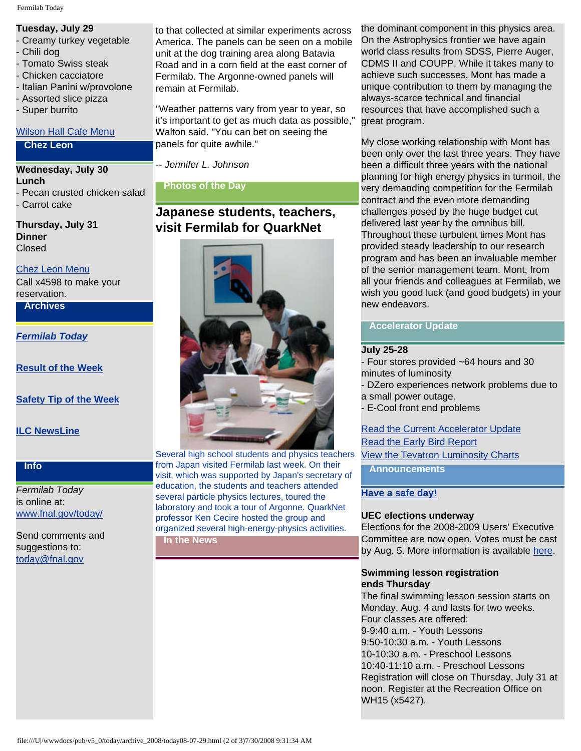**Tuesday, July 29**
- Creamy turkey vegetable
- Chili dog
- Tomato Swiss steak
- Chicken cacciatore
- Italian Panini w/provolone
- Assorted slice pizza
- Super burrito

Wilson Hall Cafe Menu

## Chez Leon

**Wednesday, July 30**
**Lunch**
- Pecan crusted chicken salad
- Carrot cake

**Thursday, July 31**
**Dinner**
Closed

Chez Leon Menu
Call x4598 to make your reservation.

## Archives

***Fermilab Today***

**Result of the Week**

**Safety Tip of the Week**

**ILC NewsLine**

## Info

*Fermilab Today* is online at: www.fnal.gov/today/

Send comments and suggestions to: today@fnal.gov

to that collected at similar experiments across America. The panels can be seen on a mobile unit at the dog training area along Batavia Road and in a corn field at the east corner of Fermilab. The Argonne-owned panels will remain at Fermilab.

"Weather patterns vary from year to year, so it's important to get as much data as possible," Walton said. "You can bet on seeing the panels for quite awhile."

*-- Jennifer L. Johnson*

## Photos of the Day

### Japanese students, teachers, visit Fermilab for QuarkNet

Several high school students and physics teachers from Japan visited Fermilab last week. On their visit, which was supported by Japan's secretary of education, the students and teachers attended several particle physics lectures, toured the laboratory and took a tour of Argonne. QuarkNet professor Ken Cecire hosted the group and organized several high-energy-physics activities.

## In the News

the dominant component in this physics area. On the Astrophysics frontier we have again world class results from SDSS, Pierre Auger, CDMS II and COUPP. While it takes many to achieve such successes, Mont has made a unique contribution to them by managing the always-scarce technical and financial resources that have accomplished such a great program.

My close working relationship with Mont has been only over the last three years. They have been a difficult three years with the national planning for high energy physics in turmoil, the very demanding competition for the Fermilab contract and the even more demanding challenges posed by the huge budget cut delivered last year by the omnibus bill. Throughout these turbulent times Mont has provided steady leadership to our research program and has been an invaluable member of the senior management team. Mont, from all your friends and colleagues at Fermilab, we wish you good luck (and good budgets) in your new endeavors.

## Accelerator Update

**July 25-28**
- Four stores provided ~64 hours and 30 minutes of luminosity
- DZero experiences network problems due to a small power outage.
- E-Cool front end problems

Read the Current Accelerator Update
Read the Early Bird Report
View the Tevatron Luminosity Charts

## Announcements

**Have a safe day!**

**UEC elections underway**
Elections for the 2008-2009 Users' Executive Committee are now open. Votes must be cast by Aug. 5. More information is available here.

**Swimming lesson registration ends Thursday**
The final swimming lesson session starts on Monday, Aug. 4 and lasts for two weeks. Four classes are offered:
9-9:40 a.m. - Youth Lessons
9:50-10:30 a.m. - Youth Lessons
10-10:30 a.m. - Preschool Lessons
10:40-11:10 a.m. - Preschool Lessons
Registration will close on Thursday, July 31 at noon. Register at the Recreation Office on WH15 (x5427).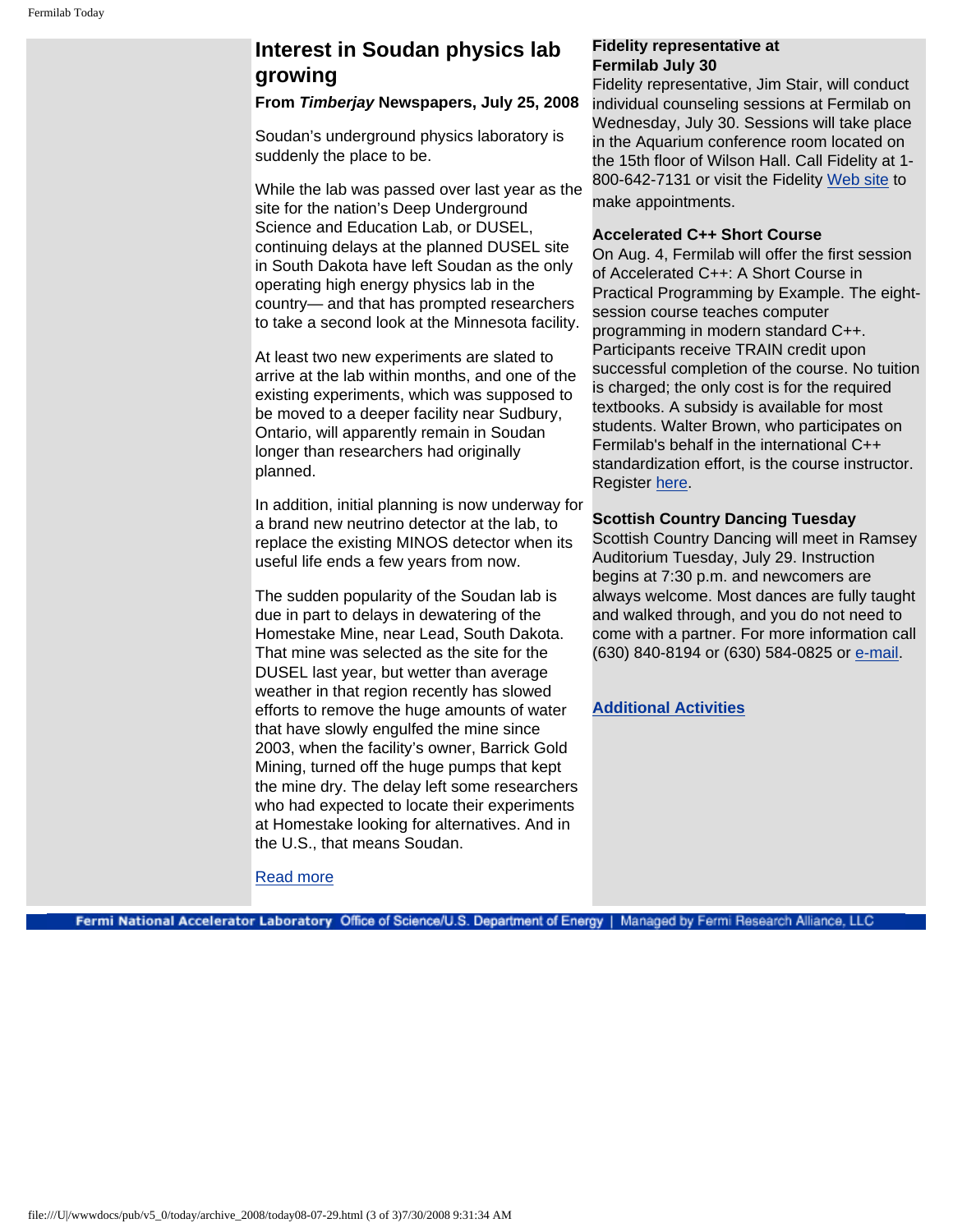## Interest in Soudan physics lab growing

**From *Timberjay* Newspapers, July 25, 2008**

Soudan's underground physics laboratory is suddenly the place to be.

While the lab was passed over last year as the site for the nation's Deep Underground Science and Education Lab, or DUSEL, continuing delays at the planned DUSEL site in South Dakota have left Soudan as the only operating high energy physics lab in the country— and that has prompted researchers to take a second look at the Minnesota facility.

At least two new experiments are slated to arrive at the lab within months, and one of the existing experiments, which was supposed to be moved to a deeper facility near Sudbury, Ontario, will apparently remain in Soudan longer than researchers had originally planned.

In addition, initial planning is now underway for a brand new neutrino detector at the lab, to replace the existing MINOS detector when its useful life ends a few years from now.

The sudden popularity of the Soudan lab is due in part to delays in dewatering of the Homestake Mine, near Lead, South Dakota. That mine was selected as the site for the DUSEL last year, but wetter than average weather in that region recently has slowed efforts to remove the huge amounts of water that have slowly engulfed the mine since 2003, when the facility's owner, Barrick Gold Mining, turned off the huge pumps that kept the mine dry. The delay left some researchers who had expected to locate their experiments at Homestake looking for alternatives. And in the U.S., that means Soudan.

Read more

### Fidelity representative at Fermilab July 30

Fidelity representative, Jim Stair, will conduct individual counseling sessions at Fermilab on Wednesday, July 30. Sessions will take place in the Aquarium conference room located on the 15th floor of Wilson Hall. Call Fidelity at 1-800-642-7131 or visit the Fidelity Web site to make appointments.

### Accelerated C++ Short Course

On Aug. 4, Fermilab will offer the first session of Accelerated C++: A Short Course in Practical Programming by Example. The eight-session course teaches computer programming in modern standard C++. Participants receive TRAIN credit upon successful completion of the course. No tuition is charged; the only cost is for the required textbooks. A subsidy is available for most students. Walter Brown, who participates on Fermilab's behalf in the international C++ standardization effort, is the course instructor. Register here.

### Scottish Country Dancing Tuesday

Scottish Country Dancing will meet in Ramsey Auditorium Tuesday, July 29. Instruction begins at 7:30 p.m. and newcomers are always welcome. Most dances are fully taught and walked through, and you do not need to come with a partner. For more information call (630) 840-8194 or (630) 584-0825 or e-mail.

**Additional Activities**

Fermi National Accelerator Laboratory Office of Science/U.S. Department of Energy | Managed by Fermi Research Alliance, LLC